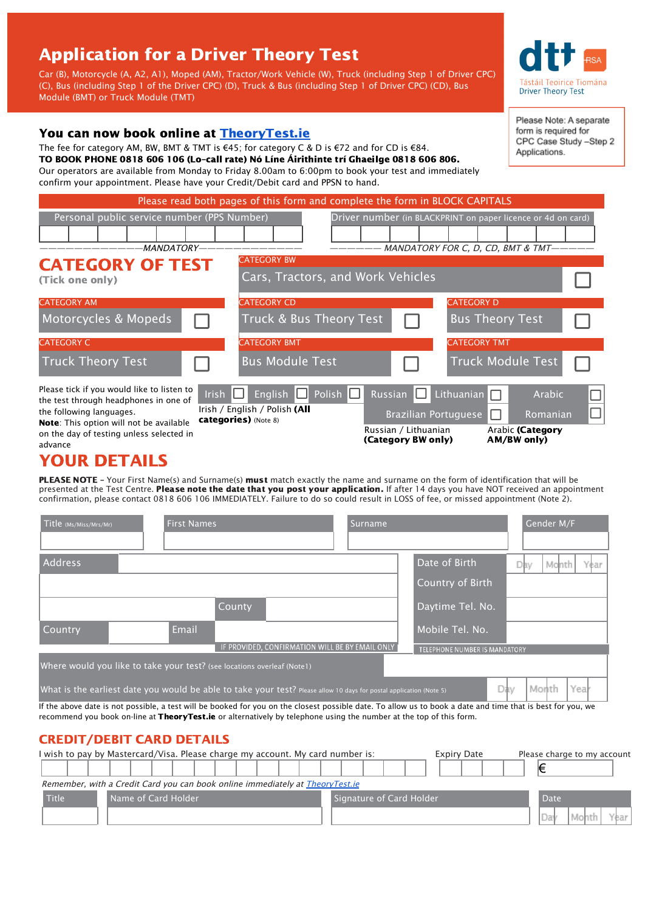# Application for a Driver Theory Test

Car (B), Motorcycle (A, A2, A1), Moped (AM), Tractor/Work Vehicle (W), Truck (including Step 1 of Driver CPC) (C), Bus (including Step 1 of the Driver CPC) (D), Truck & Bus (including Step 1 of Driver CPC) (CD), Bus Module (BMT) or Truck Module (TMT)

dtt RSA
Tástáil Teoirice Tiomána
Driver Theory Test

Please Note: A separate form is required for CPC Case Study –Step 2 Applications.

## You can now book online at TheoryTest.ie

The fee for category AM, BW, BMT & TMT is €45; for category C & D is €72 and for CD is €84.

**TO BOOK PHONE 0818 606 106 (Lo-call rate) Nó Líne Áirithinte trí Ghaeilge 0818 606 806.**

Our operators are available from Monday to Friday 8.00am to 6:00pm to book your test and immediately confirm your appointment. Please have your Credit/Debit card and PPSN to hand.

Please read both pages of this form and complete the form in BLOCK CAPITALS

| Personal public service number (PPS Number) | Driver number (in BLACKPRINT on paper licence or 4d on card) |
|---|---|
| | |
| MANDATORY | MANDATORY FOR C, D, CD, BMT & TMT |

## CATEGORY OF TEST

(Tick one only)

| Category | Test | |
|---|---|---|
| CATEGORY BW | Cars, Tractors, and Work Vehicles | ☐ |
| CATEGORY AM | Motorcycles & Mopeds | ☐ |
| CATEGORY CD | Truck & Bus Theory Test | ☐ |
| CATEGORY D | Bus Theory Test | ☐ |
| CATEGORY C | Truck Theory Test | ☐ |
| CATEGORY BMT | Bus Module Test | ☐ |
| CATEGORY TMT | Truck Module Test | ☐ |

Please tick if you would like to listen to the test through headphones in one of the following languages.
**Note**: This option will not be available on the day of testing unless selected in advance

Irish ☐ English ☐ Polish ☐ — Irish / English / Polish **(All categories)** (Note 8)

Russian ☐ Lithuanian ☐ Brazilian Portuguese ☐ — Russian / Lithuanian **(Category BW only)**

Arabic ☐ Romanian ☐ — Arabic **(Category AM/BW only)**

## YOUR DETAILS

**PLEASE NOTE** – Your First Name(s) and Surname(s) **must** match exactly the name and surname on the form of identification that will be presented at the Test Centre. **Please note the date that you post your application.** If after 14 days you have NOT received an appointment confirmation, please contact 0818 606 106 IMMEDIATELY. Failure to do so could result in LOSS of fee, or missed appointment (Note 2).

| Title (Ms/Miss/Mrs/Mr) | First Names | Surname | Gender M/F |
|---|---|---|---|
| | | | |

| Address | | Date of Birth | Day / Month / Year |
|---|---|---|---|
| | | Country of Birth | |
| | County | Daytime Tel. No. | |
| Country | Email | Mobile Tel. No. | |
| | IF PROVIDED, CONFIRMATION WILL BE BY EMAIL ONLY | TELEPHONE NUMBER IS MANDATORY | |

Where would you like to take your test? (see locations overleaf (Note1))

What is the earliest date you would be able to take your test? Please allow 10 days for postal application (Note 5) — Day / Month / Year

If the above date is not possible, a test will be booked for you on the closest possible date. To allow us to book a date and time that is best for you, we recommend you book on-line at **TheoryTest.ie** or alternatively by telephone using the number at the top of this form.

## CREDIT/DEBIT CARD DETAILS

| I wish to pay by Mastercard/Visa. Please charge my account. My card number is: | Expiry Date | Please charge to my account |
|---|---|---|
| | | € |

*Remember, with a Credit Card you can book online immediately at TheoryTest.ie*

| Title | Name of Card Holder | Signature of Card Holder | Date |
|---|---|---|---|
| | | | Day / Month / Year |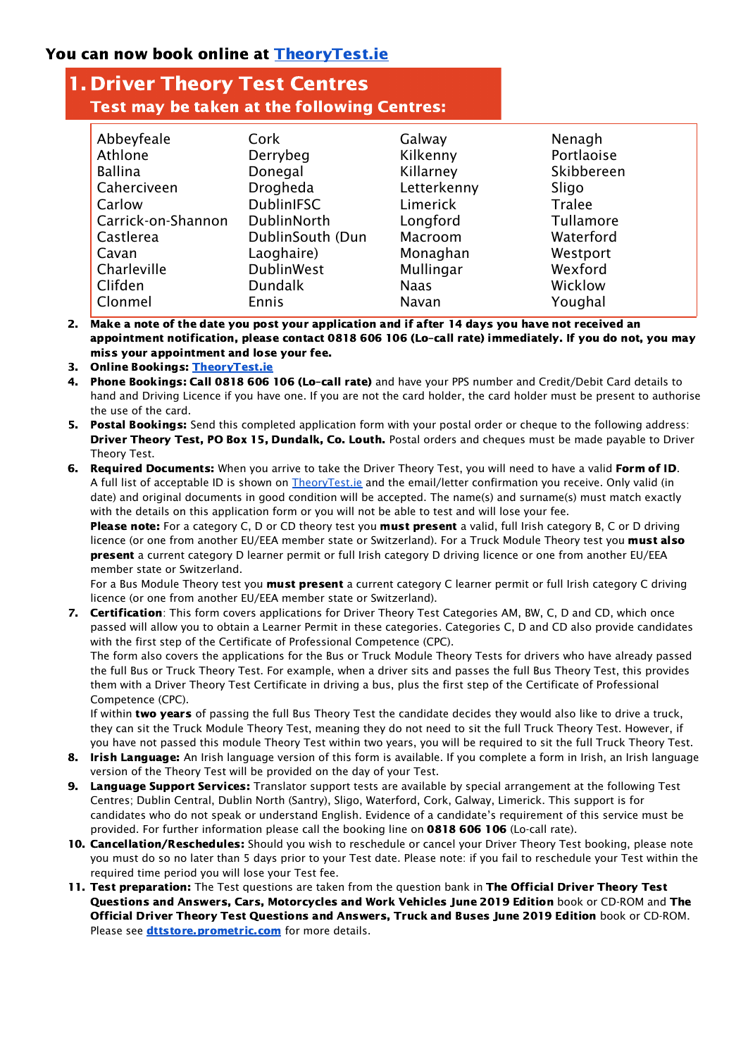**You can now book online at [TheoryTest.ie](TheoryTest.ie)**

## 1. Driver Theory Test Centres

### Test may be taken at the following Centres:

| | | | |
|---|---|---|---|
| Abbeyfeale | Cork | Galway | Nenagh |
| Athlone | Derrybeg | Kilkenny | Portlaoise |
| Ballina | Donegal | Killarney | Skibbereen |
| Caherciveen | Drogheda | Letterkenny | Sligo |
| Carlow | DublinIFSC | Limerick | Tralee |
| Carrick-on-Shannon | DublinNorth | Longford | Tullamore |
| Castlerea | DublinSouth (Dun Laoghaire) | Macroom | Waterford |
| Cavan | DublinWest | Monaghan | Westport |
| Charleville | Dundalk | Mullingar | Wexford |
| Clifden | Ennis | Naas | Wicklow |
| Clonmel | | Navan | Youghal |

2. **Make a note of the date you post your application and if after 14 days you have not received an appointment notification, please contact 0818 606 106 (Lo-call rate) immediately. If you do not, you may miss your appointment and lose your fee.**
3. **Online Bookings: [TheoryTest.ie](TheoryTest.ie)**
4. **Phone Bookings: Call 0818 606 106 (Lo-call rate)** and have your PPS number and Credit/Debit Card details to hand and Driving Licence if you have one. If you are not the card holder, the card holder must be present to authorise the use of the card.
5. **Postal Bookings:** Send this completed application form with your postal order or cheque to the following address: **Driver Theory Test, PO Box 15, Dundalk, Co. Louth.** Postal orders and cheques must be made payable to Driver Theory Test.
6. **Required Documents:** When you arrive to take the Driver Theory Test, you will need to have a valid **Form of ID**. A full list of acceptable ID is shown on [TheoryTest.ie](TheoryTest.ie) and the email/letter confirmation you receive. Only valid (in date) and original documents in good condition will be accepted. The name(s) and surname(s) must match exactly with the details on this application form or you will not be able to test and will lose your fee.
   **Please note:** For a category C, D or CD theory test you **must present** a valid, full Irish category B, C or D driving licence (or one from another EU/EEA member state or Switzerland). For a Truck Module Theory test you **must also present** a current category D learner permit or full Irish category D driving licence or one from another EU/EEA member state or Switzerland.
   For a Bus Module Theory test you **must present** a current category C learner permit or full Irish category C driving licence (or one from another EU/EEA member state or Switzerland).
7. **Certification**: This form covers applications for Driver Theory Test Categories AM, BW, C, D and CD, which once passed will allow you to obtain a Learner Permit in these categories. Categories C, D and CD also provide candidates with the first step of the Certificate of Professional Competence (CPC).
   The form also covers the applications for the Bus or Truck Module Theory Tests for drivers who have already passed the full Bus or Truck Theory Test. For example, when a driver sits and passes the full Bus Theory Test, this provides them with a Driver Theory Test Certificate in driving a bus, plus the first step of the Certificate of Professional Competence (CPC).
   If within **two years** of passing the full Bus Theory Test the candidate decides they would also like to drive a truck, they can sit the Truck Module Theory Test, meaning they do not need to sit the full Truck Theory Test. However, if you have not passed this module Theory Test within two years, you will be required to sit the full Truck Theory Test.
8. **Irish Language:** An Irish language version of this form is available. If you complete a form in Irish, an Irish language version of the Theory Test will be provided on the day of your Test.
9. **Language Support Services:** Translator support tests are available by special arrangement at the following Test Centres; Dublin Central, Dublin North (Santry), Sligo, Waterford, Cork, Galway, Limerick. This support is for candidates who do not speak or understand English. Evidence of a candidate's requirement of this service must be provided. For further information please call the booking line on **0818 606 106** (Lo-call rate).
10. **Cancellation/Reschedules:** Should you wish to reschedule or cancel your Driver Theory Test booking, please note you must do so no later than 5 days prior to your Test date. Please note: if you fail to reschedule your Test within the required time period you will lose your Test fee.
11. **Test preparation:** The Test questions are taken from the question bank in **The Official Driver Theory Test Questions and Answers, Cars, Motorcycles and Work Vehicles June 2019 Edition** book or CD-ROM and **The Official Driver Theory Test Questions and Answers, Truck and Buses June 2019 Edition** book or CD-ROM. Please see **[dttstore.prometric.com](dttstore.prometric.com)** for more details.